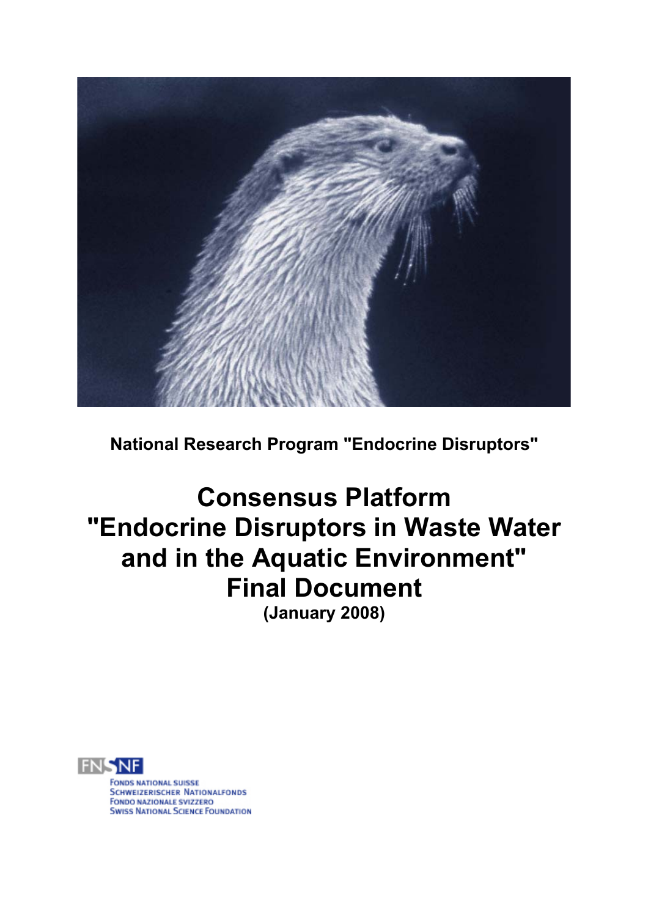National Research Program "Endocrine Disruptors"

# Consensus Platform "Endocrine Disruptors in Waste Water and in the Aquatic Environment" Final Document

**(January 2008)**

FONDS NATIONAL SUISSE
SCHWEIZERISCHER NATIONALFONDS
FONDO NAZIONALE SVIZZERO
SWISS NATIONAL SCIENCE FOUNDATION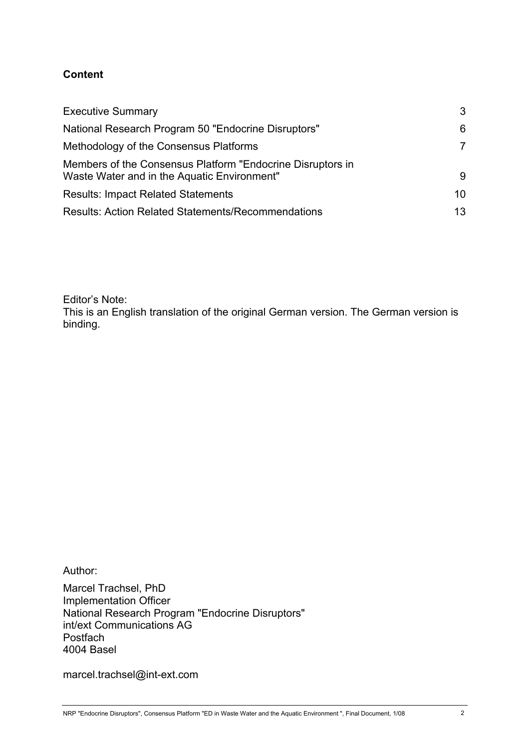## Content

| | |
|---|---|
| Executive Summary | 3 |
| National Research Program 50 "Endocrine Disruptors" | 6 |
| Methodology of the Consensus Platforms | 7 |
| Members of the Consensus Platform "Endocrine Disruptors in Waste Water and in the Aquatic Environment" | 9 |
| Results: Impact Related Statements | 10 |
| Results: Action Related Statements/Recommendations | 13 |

Editor's Note:
This is an English translation of the original German version. The German version is binding.

Author:

Marcel Trachsel, PhD
Implementation Officer
National Research Program "Endocrine Disruptors"
int/ext Communications AG
Postfach
4004 Basel

marcel.trachsel@int-ext.com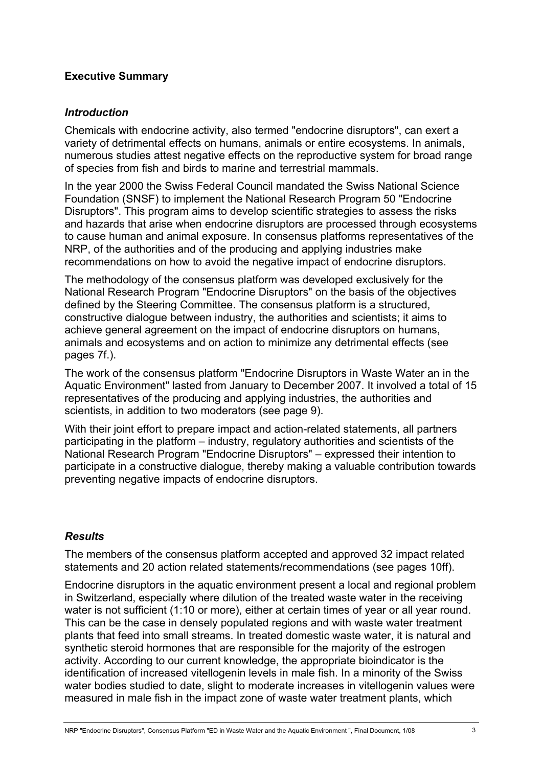## Executive Summary

### *Introduction*

Chemicals with endocrine activity, also termed "endocrine disruptors", can exert a variety of detrimental effects on humans, animals or entire ecosystems. In animals, numerous studies attest negative effects on the reproductive system for broad range of species from fish and birds to marine and terrestrial mammals.

In the year 2000 the Swiss Federal Council mandated the Swiss National Science Foundation (SNSF) to implement the National Research Program 50 "Endocrine Disruptors". This program aims to develop scientific strategies to assess the risks and hazards that arise when endocrine disruptors are processed through ecosystems to cause human and animal exposure. In consensus platforms representatives of the NRP, of the authorities and of the producing and applying industries make recommendations on how to avoid the negative impact of endocrine disruptors.

The methodology of the consensus platform was developed exclusively for the National Research Program "Endocrine Disruptors" on the basis of the objectives defined by the Steering Committee. The consensus platform is a structured, constructive dialogue between industry, the authorities and scientists; it aims to achieve general agreement on the impact of endocrine disruptors on humans, animals and ecosystems and on action to minimize any detrimental effects (see pages 7f.).

The work of the consensus platform "Endocrine Disruptors in Waste Water an in the Aquatic Environment" lasted from January to December 2007. It involved a total of 15 representatives of the producing and applying industries, the authorities and scientists, in addition to two moderators (see page 9).

With their joint effort to prepare impact and action-related statements, all partners participating in the platform – industry, regulatory authorities and scientists of the National Research Program "Endocrine Disruptors" – expressed their intention to participate in a constructive dialogue, thereby making a valuable contribution towards preventing negative impacts of endocrine disruptors.

### *Results*

The members of the consensus platform accepted and approved 32 impact related statements and 20 action related statements/recommendations (see pages 10ff).

Endocrine disruptors in the aquatic environment present a local and regional problem in Switzerland, especially where dilution of the treated waste water in the receiving water is not sufficient (1:10 or more), either at certain times of year or all year round. This can be the case in densely populated regions and with waste water treatment plants that feed into small streams. In treated domestic waste water, it is natural and synthetic steroid hormones that are responsible for the majority of the estrogen activity. According to our current knowledge, the appropriate bioindicator is the identification of increased vitellogenin levels in male fish. In a minority of the Swiss water bodies studied to date, slight to moderate increases in vitellogenin values were measured in male fish in the impact zone of waste water treatment plants, which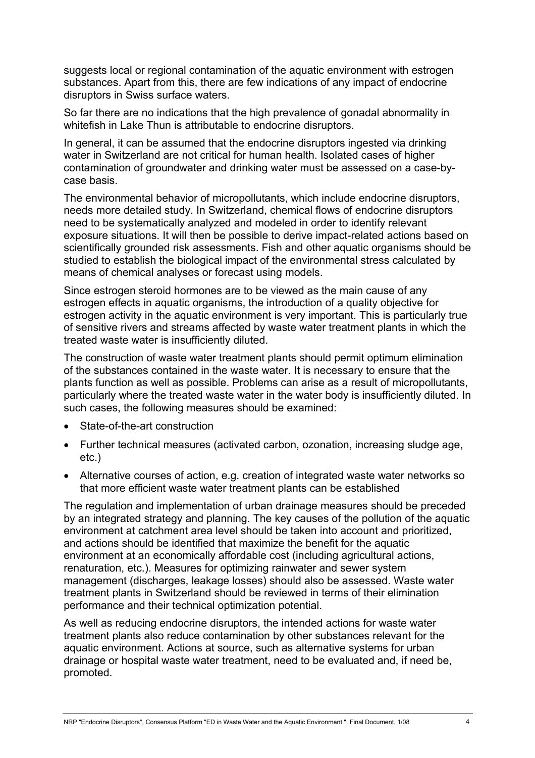suggests local or regional contamination of the aquatic environment with estrogen substances. Apart from this, there are few indications of any impact of endocrine disruptors in Swiss surface waters.

So far there are no indications that the high prevalence of gonadal abnormality in whitefish in Lake Thun is attributable to endocrine disruptors.

In general, it can be assumed that the endocrine disruptors ingested via drinking water in Switzerland are not critical for human health. Isolated cases of higher contamination of groundwater and drinking water must be assessed on a case-by-case basis.

The environmental behavior of micropollutants, which include endocrine disruptors, needs more detailed study. In Switzerland, chemical flows of endocrine disruptors need to be systematically analyzed and modeled in order to identify relevant exposure situations. It will then be possible to derive impact-related actions based on scientifically grounded risk assessments. Fish and other aquatic organisms should be studied to establish the biological impact of the environmental stress calculated by means of chemical analyses or forecast using models.

Since estrogen steroid hormones are to be viewed as the main cause of any estrogen effects in aquatic organisms, the introduction of a quality objective for estrogen activity in the aquatic environment is very important. This is particularly true of sensitive rivers and streams affected by waste water treatment plants in which the treated waste water is insufficiently diluted.

The construction of waste water treatment plants should permit optimum elimination of the substances contained in the waste water. It is necessary to ensure that the plants function as well as possible. Problems can arise as a result of micropollutants, particularly where the treated waste water in the water body is insufficiently diluted. In such cases, the following measures should be examined:

- State-of-the-art construction
- Further technical measures (activated carbon, ozonation, increasing sludge age, etc.)
- Alternative courses of action, e.g. creation of integrated waste water networks so that more efficient waste water treatment plants can be established

The regulation and implementation of urban drainage measures should be preceded by an integrated strategy and planning. The key causes of the pollution of the aquatic environment at catchment area level should be taken into account and prioritized, and actions should be identified that maximize the benefit for the aquatic environment at an economically affordable cost (including agricultural actions, renaturation, etc.). Measures for optimizing rainwater and sewer system management (discharges, leakage losses) should also be assessed. Waste water treatment plants in Switzerland should be reviewed in terms of their elimination performance and their technical optimization potential.

As well as reducing endocrine disruptors, the intended actions for waste water treatment plants also reduce contamination by other substances relevant for the aquatic environment. Actions at source, such as alternative systems for urban drainage or hospital waste water treatment, need to be evaluated and, if need be, promoted.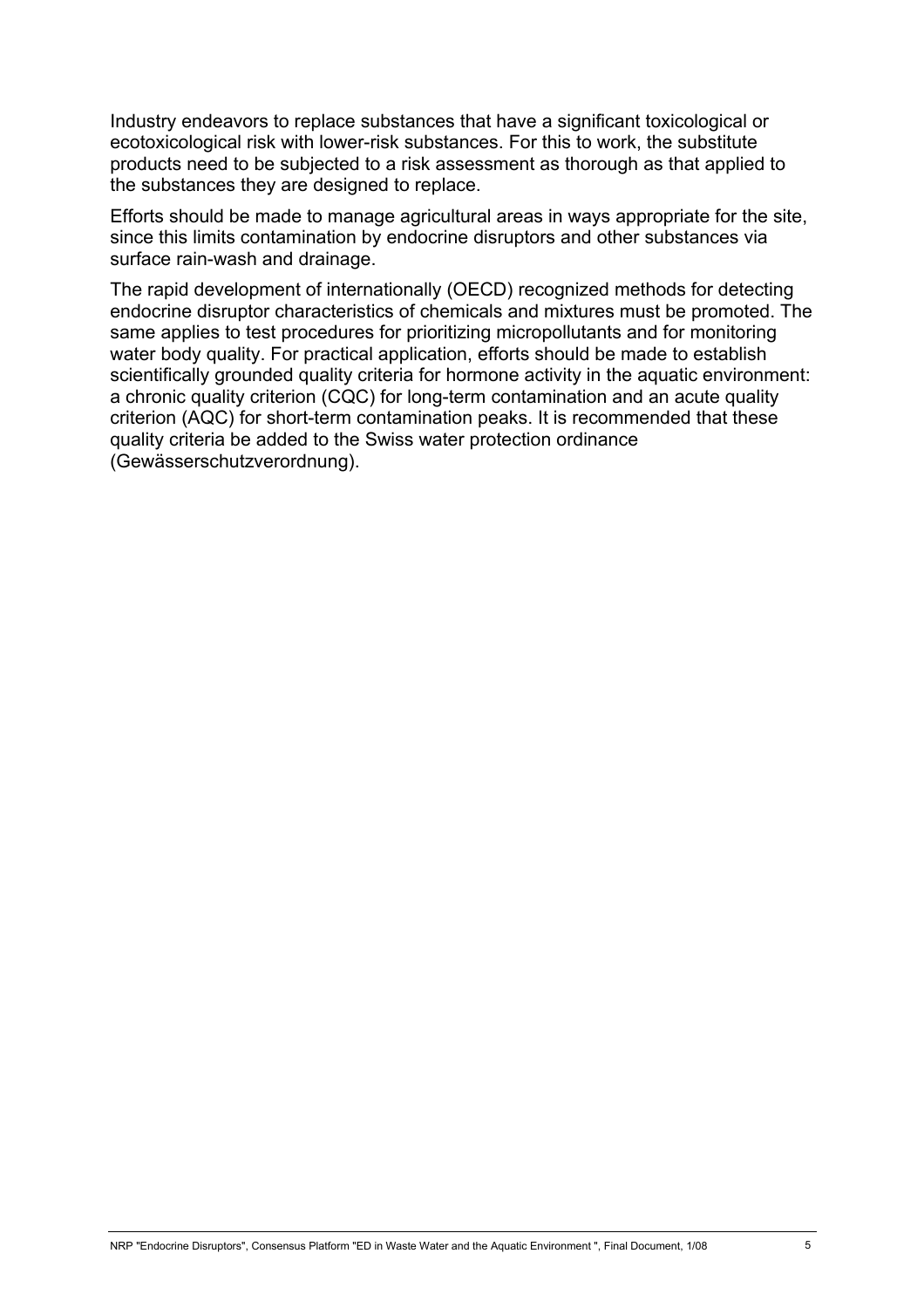Industry endeavors to replace substances that have a significant toxicological or ecotoxicological risk with lower-risk substances. For this to work, the substitute products need to be subjected to a risk assessment as thorough as that applied to the substances they are designed to replace.

Efforts should be made to manage agricultural areas in ways appropriate for the site, since this limits contamination by endocrine disruptors and other substances via surface rain-wash and drainage.

The rapid development of internationally (OECD) recognized methods for detecting endocrine disruptor characteristics of chemicals and mixtures must be promoted. The same applies to test procedures for prioritizing micropollutants and for monitoring water body quality. For practical application, efforts should be made to establish scientifically grounded quality criteria for hormone activity in the aquatic environment: a chronic quality criterion (CQC) for long-term contamination and an acute quality criterion (AQC) for short-term contamination peaks. It is recommended that these quality criteria be added to the Swiss water protection ordinance (Gewässerschutzverordnung).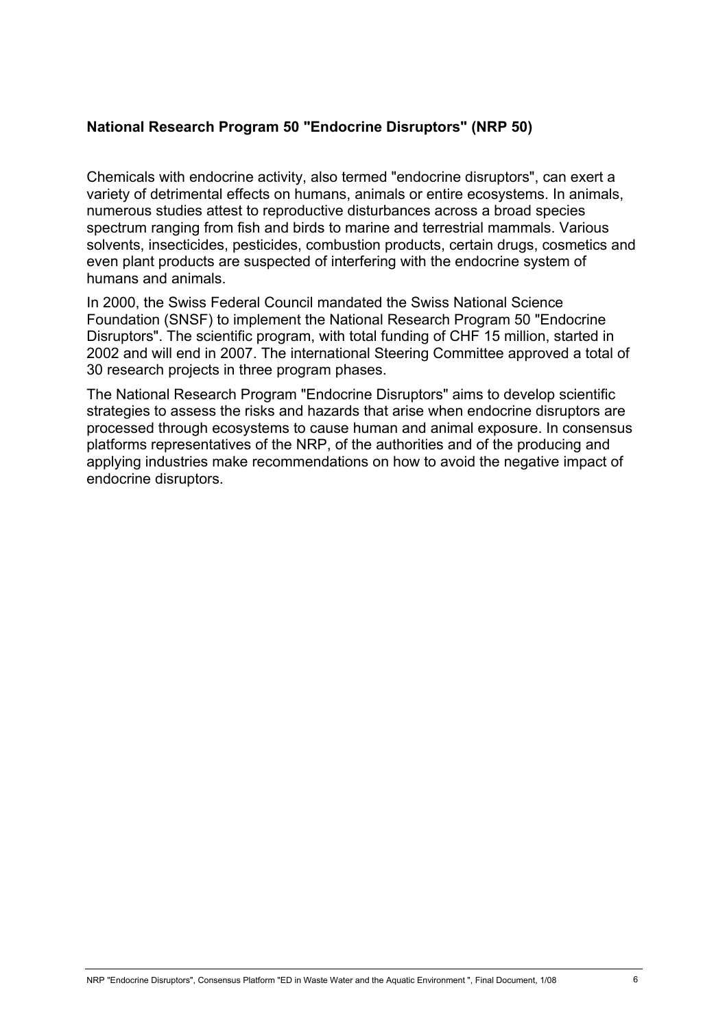## National Research Program 50 "Endocrine Disruptors" (NRP 50)

Chemicals with endocrine activity, also termed "endocrine disruptors", can exert a variety of detrimental effects on humans, animals or entire ecosystems. In animals, numerous studies attest to reproductive disturbances across a broad species spectrum ranging from fish and birds to marine and terrestrial mammals. Various solvents, insecticides, pesticides, combustion products, certain drugs, cosmetics and even plant products are suspected of interfering with the endocrine system of humans and animals.

In 2000, the Swiss Federal Council mandated the Swiss National Science Foundation (SNSF) to implement the National Research Program 50 "Endocrine Disruptors". The scientific program, with total funding of CHF 15 million, started in 2002 and will end in 2007. The international Steering Committee approved a total of 30 research projects in three program phases.

The National Research Program "Endocrine Disruptors" aims to develop scientific strategies to assess the risks and hazards that arise when endocrine disruptors are processed through ecosystems to cause human and animal exposure. In consensus platforms representatives of the NRP, of the authorities and of the producing and applying industries make recommendations on how to avoid the negative impact of endocrine disruptors.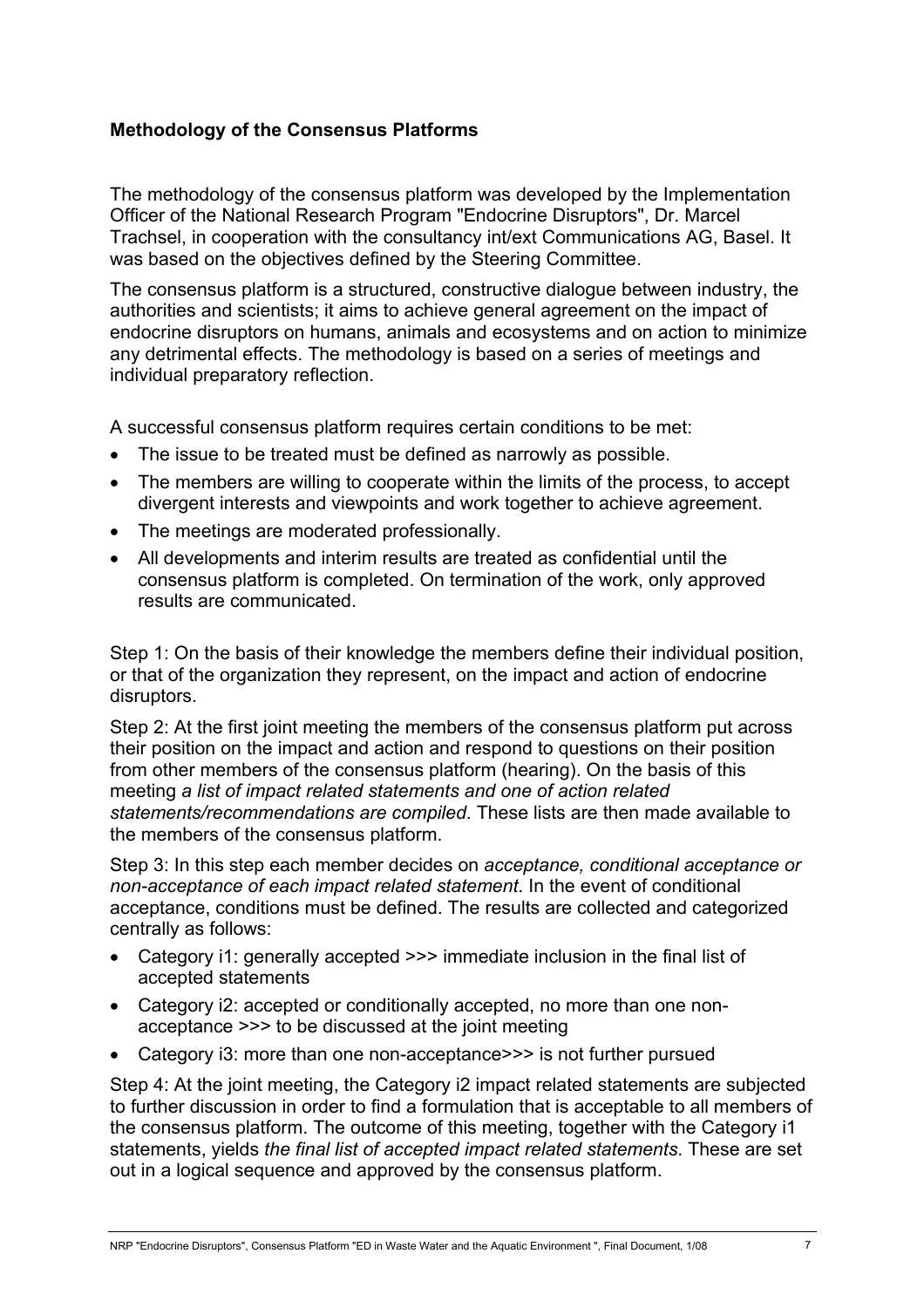### Methodology of the Consensus Platforms

The methodology of the consensus platform was developed by the Implementation Officer of the National Research Program "Endocrine Disruptors", Dr. Marcel Trachsel, in cooperation with the consultancy int/ext Communications AG, Basel. It was based on the objectives defined by the Steering Committee.

The consensus platform is a structured, constructive dialogue between industry, the authorities and scientists; it aims to achieve general agreement on the impact of endocrine disruptors on humans, animals and ecosystems and on action to minimize any detrimental effects. The methodology is based on a series of meetings and individual preparatory reflection.

A successful consensus platform requires certain conditions to be met:

- The issue to be treated must be defined as narrowly as possible.
- The members are willing to cooperate within the limits of the process, to accept divergent interests and viewpoints and work together to achieve agreement.
- The meetings are moderated professionally.
- All developments and interim results are treated as confidential until the consensus platform is completed. On termination of the work, only approved results are communicated.

Step 1: On the basis of their knowledge the members define their individual position, or that of the organization they represent, on the impact and action of endocrine disruptors.

Step 2: At the first joint meeting the members of the consensus platform put across their position on the impact and action and respond to questions on their position from other members of the consensus platform (hearing). On the basis of this meeting *a list of impact related statements and one of action related statements/recommendations are compiled*. These lists are then made available to the members of the consensus platform.

Step 3: In this step each member decides on *acceptance, conditional acceptance or non-acceptance of each impact related statement*. In the event of conditional acceptance, conditions must be defined. The results are collected and categorized centrally as follows:

- Category i1: generally accepted >>> immediate inclusion in the final list of accepted statements
- Category i2: accepted or conditionally accepted, no more than one non-acceptance >>> to be discussed at the joint meeting
- Category i3: more than one non-acceptance>>> is not further pursued

Step 4: At the joint meeting, the Category i2 impact related statements are subjected to further discussion in order to find a formulation that is acceptable to all members of the consensus platform. The outcome of this meeting, together with the Category i1 statements, yields *the final list of accepted impact related statements*. These are set out in a logical sequence and approved by the consensus platform.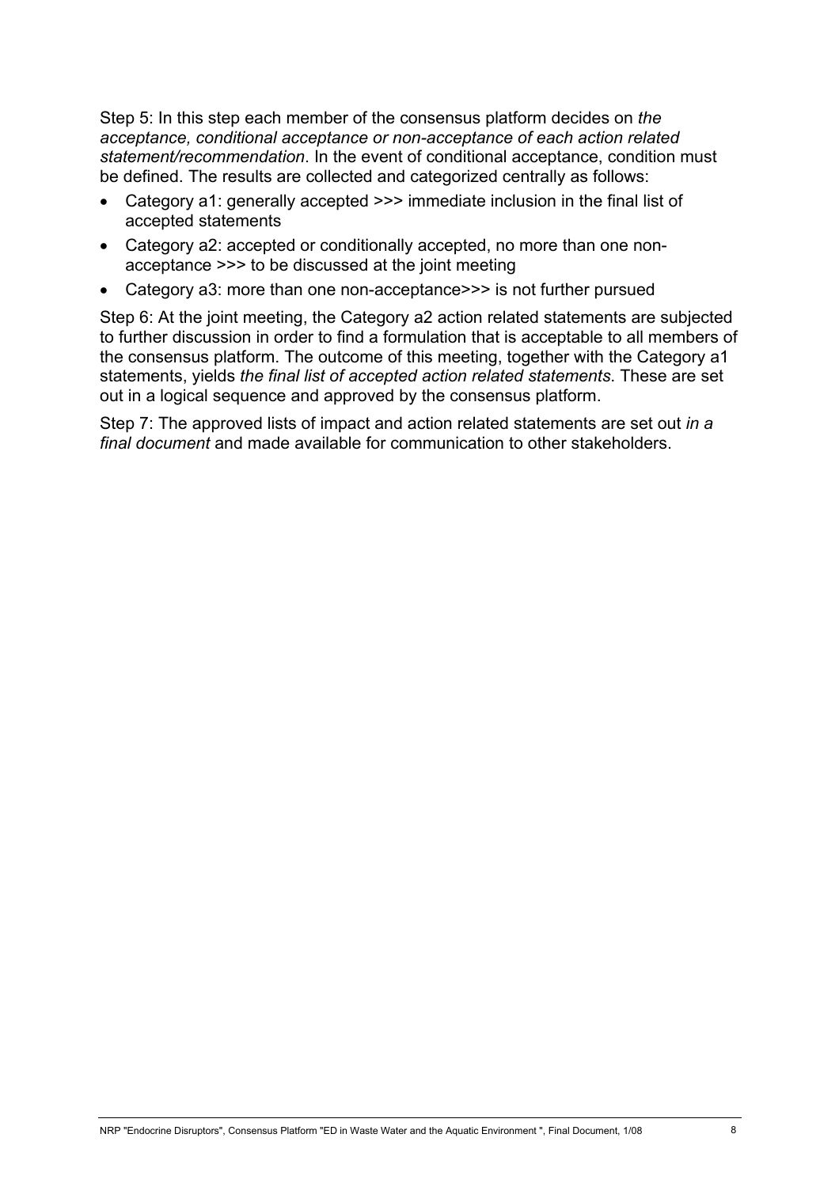Step 5: In this step each member of the consensus platform decides on *the acceptance, conditional acceptance or non-acceptance of each action related statement/recommendation*. In the event of conditional acceptance, condition must be defined. The results are collected and categorized centrally as follows:

- Category a1: generally accepted >>> immediate inclusion in the final list of accepted statements
- Category a2: accepted or conditionally accepted, no more than one non-acceptance >>> to be discussed at the joint meeting
- Category a3: more than one non-acceptance>>> is not further pursued

Step 6: At the joint meeting, the Category a2 action related statements are subjected to further discussion in order to find a formulation that is acceptable to all members of the consensus platform. The outcome of this meeting, together with the Category a1 statements, yields *the final list of accepted action related statements*. These are set out in a logical sequence and approved by the consensus platform.

Step 7: The approved lists of impact and action related statements are set out *in a final document* and made available for communication to other stakeholders.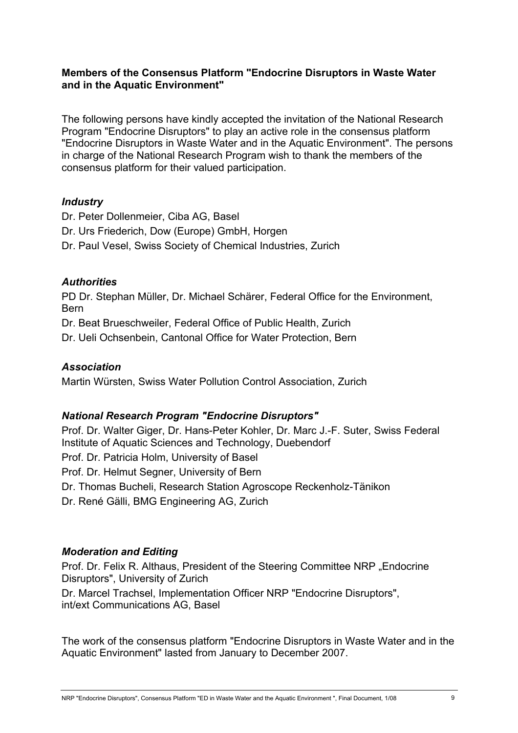**Members of the Consensus Platform "Endocrine Disruptors in Waste Water and in the Aquatic Environment"**

The following persons have kindly accepted the invitation of the National Research Program "Endocrine Disruptors" to play an active role in the consensus platform "Endocrine Disruptors in Waste Water and in the Aquatic Environment". The persons in charge of the National Research Program wish to thank the members of the consensus platform for their valued participation.

### *Industry*

Dr. Peter Dollenmeier, Ciba AG, Basel

Dr. Urs Friederich, Dow (Europe) GmbH, Horgen

Dr. Paul Vesel, Swiss Society of Chemical Industries, Zurich

### *Authorities*

PD Dr. Stephan Müller, Dr. Michael Schärer, Federal Office for the Environment, Bern

Dr. Beat Brueschweiler, Federal Office of Public Health, Zurich

Dr. Ueli Ochsenbein, Cantonal Office for Water Protection, Bern

### *Association*

Martin Würsten, Swiss Water Pollution Control Association, Zurich

### *National Research Program "Endocrine Disruptors"*

Prof. Dr. Walter Giger, Dr. Hans-Peter Kohler, Dr. Marc J.-F. Suter, Swiss Federal Institute of Aquatic Sciences and Technology, Duebendorf

Prof. Dr. Patricia Holm, University of Basel

Prof. Dr. Helmut Segner, University of Bern

Dr. Thomas Bucheli, Research Station Agroscope Reckenholz-Tänikon

Dr. René Gälli, BMG Engineering AG, Zurich

### *Moderation and Editing*

Prof. Dr. Felix R. Althaus, President of the Steering Committee NRP „Endocrine Disruptors", University of Zurich

Dr. Marcel Trachsel, Implementation Officer NRP "Endocrine Disruptors", int/ext Communications AG, Basel

The work of the consensus platform "Endocrine Disruptors in Waste Water and in the Aquatic Environment" lasted from January to December 2007.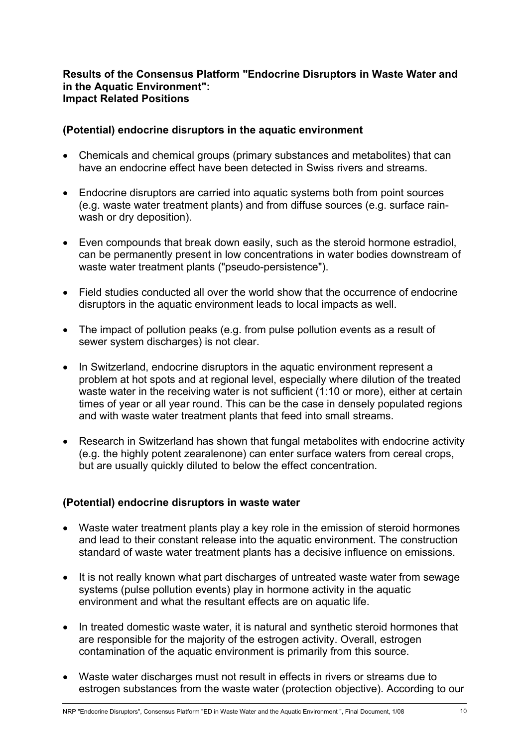**Results of the Consensus Platform "Endocrine Disruptors in Waste Water and in the Aquatic Environment": Impact Related Positions**

**(Potential) endocrine disruptors in the aquatic environment**

- Chemicals and chemical groups (primary substances and metabolites) that can have an endocrine effect have been detected in Swiss rivers and streams.
- Endocrine disruptors are carried into aquatic systems both from point sources (e.g. waste water treatment plants) and from diffuse sources (e.g. surface rain-wash or dry deposition).
- Even compounds that break down easily, such as the steroid hormone estradiol, can be permanently present in low concentrations in water bodies downstream of waste water treatment plants ("pseudo-persistence").
- Field studies conducted all over the world show that the occurrence of endocrine disruptors in the aquatic environment leads to local impacts as well.
- The impact of pollution peaks (e.g. from pulse pollution events as a result of sewer system discharges) is not clear.
- In Switzerland, endocrine disruptors in the aquatic environment represent a problem at hot spots and at regional level, especially where dilution of the treated waste water in the receiving water is not sufficient (1:10 or more), either at certain times of year or all year round. This can be the case in densely populated regions and with waste water treatment plants that feed into small streams.
- Research in Switzerland has shown that fungal metabolites with endocrine activity (e.g. the highly potent zearalenone) can enter surface waters from cereal crops, but are usually quickly diluted to below the effect concentration.

**(Potential) endocrine disruptors in waste water**

- Waste water treatment plants play a key role in the emission of steroid hormones and lead to their constant release into the aquatic environment. The construction standard of waste water treatment plants has a decisive influence on emissions.
- It is not really known what part discharges of untreated waste water from sewage systems (pulse pollution events) play in hormone activity in the aquatic environment and what the resultant effects are on aquatic life.
- In treated domestic waste water, it is natural and synthetic steroid hormones that are responsible for the majority of the estrogen activity. Overall, estrogen contamination of the aquatic environment is primarily from this source.
- Waste water discharges must not result in effects in rivers or streams due to estrogen substances from the waste water (protection objective). According to our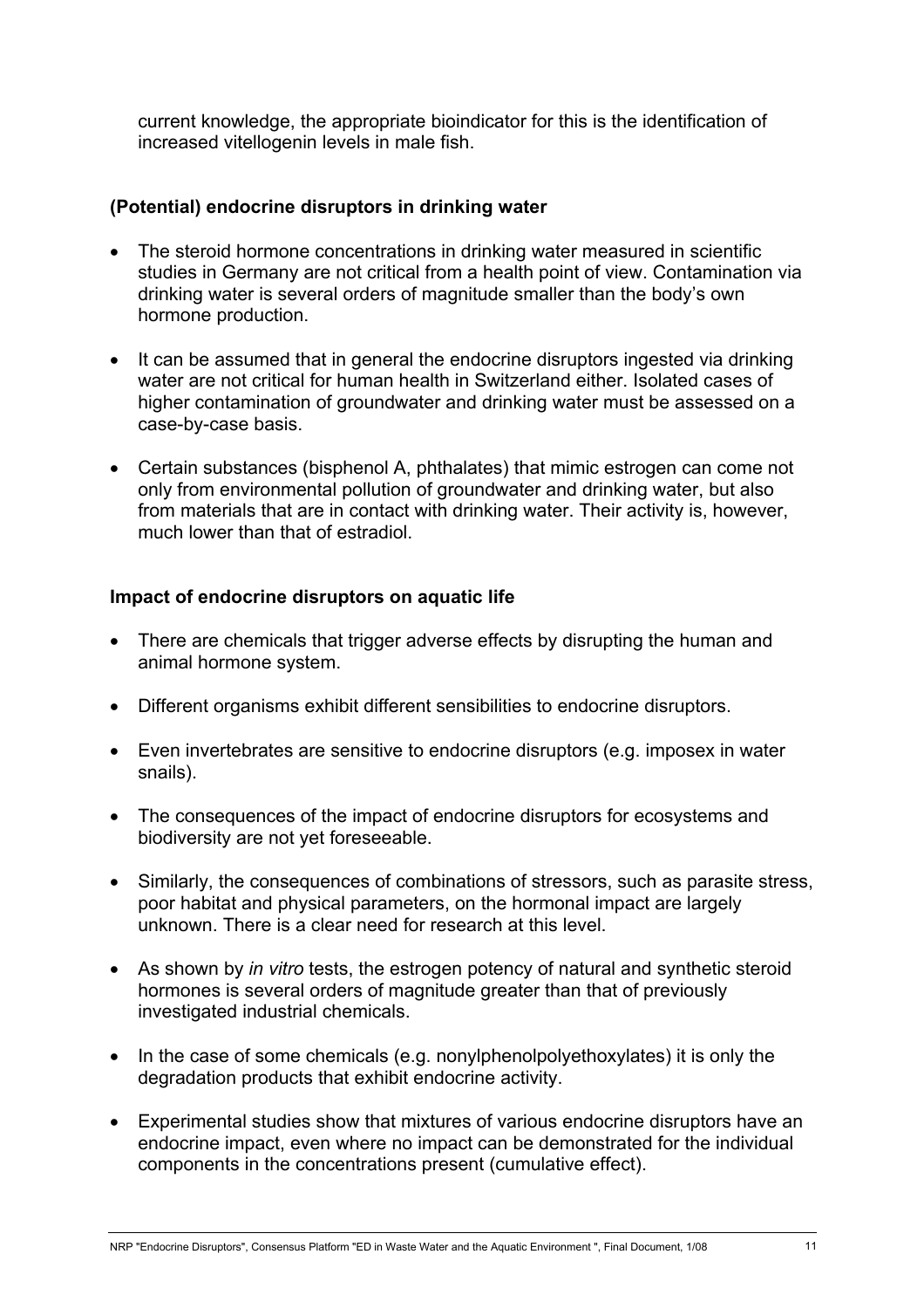current knowledge, the appropriate bioindicator for this is the identification of increased vitellogenin levels in male fish.

### (Potential) endocrine disruptors in drinking water

- The steroid hormone concentrations in drinking water measured in scientific studies in Germany are not critical from a health point of view. Contamination via drinking water is several orders of magnitude smaller than the body's own hormone production.
- It can be assumed that in general the endocrine disruptors ingested via drinking water are not critical for human health in Switzerland either. Isolated cases of higher contamination of groundwater and drinking water must be assessed on a case-by-case basis.
- Certain substances (bisphenol A, phthalates) that mimic estrogen can come not only from environmental pollution of groundwater and drinking water, but also from materials that are in contact with drinking water. Their activity is, however, much lower than that of estradiol.

### Impact of endocrine disruptors on aquatic life

- There are chemicals that trigger adverse effects by disrupting the human and animal hormone system.
- Different organisms exhibit different sensibilities to endocrine disruptors.
- Even invertebrates are sensitive to endocrine disruptors (e.g. imposex in water snails).
- The consequences of the impact of endocrine disruptors for ecosystems and biodiversity are not yet foreseeable.
- Similarly, the consequences of combinations of stressors, such as parasite stress, poor habitat and physical parameters, on the hormonal impact are largely unknown. There is a clear need for research at this level.
- As shown by *in vitro* tests, the estrogen potency of natural and synthetic steroid hormones is several orders of magnitude greater than that of previously investigated industrial chemicals.
- In the case of some chemicals (e.g. nonylphenolpolyethoxylates) it is only the degradation products that exhibit endocrine activity.
- Experimental studies show that mixtures of various endocrine disruptors have an endocrine impact, even where no impact can be demonstrated for the individual components in the concentrations present (cumulative effect).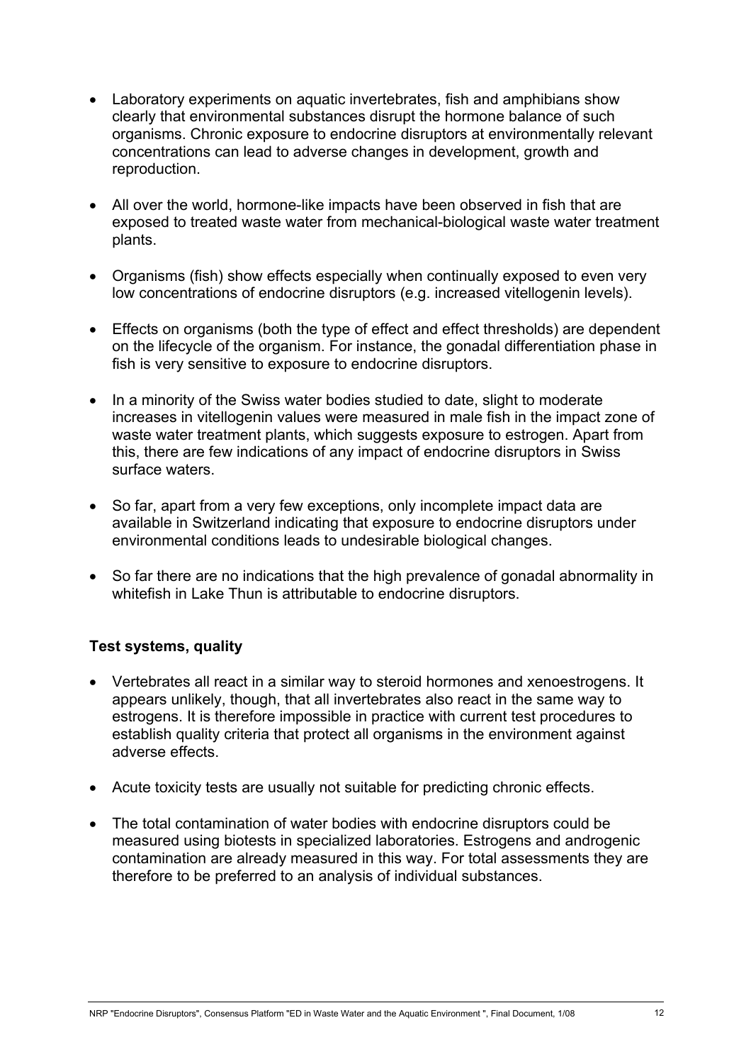- Laboratory experiments on aquatic invertebrates, fish and amphibians show clearly that environmental substances disrupt the hormone balance of such organisms. Chronic exposure to endocrine disruptors at environmentally relevant concentrations can lead to adverse changes in development, growth and reproduction.

- All over the world, hormone-like impacts have been observed in fish that are exposed to treated waste water from mechanical-biological waste water treatment plants.

- Organisms (fish) show effects especially when continually exposed to even very low concentrations of endocrine disruptors (e.g. increased vitellogenin levels).

- Effects on organisms (both the type of effect and effect thresholds) are dependent on the lifecycle of the organism. For instance, the gonadal differentiation phase in fish is very sensitive to exposure to endocrine disruptors.

- In a minority of the Swiss water bodies studied to date, slight to moderate increases in vitellogenin values were measured in male fish in the impact zone of waste water treatment plants, which suggests exposure to estrogen. Apart from this, there are few indications of any impact of endocrine disruptors in Swiss surface waters.

- So far, apart from a very few exceptions, only incomplete impact data are available in Switzerland indicating that exposure to endocrine disruptors under environmental conditions leads to undesirable biological changes.

- So far there are no indications that the high prevalence of gonadal abnormality in whitefish in Lake Thun is attributable to endocrine disruptors.

**Test systems, quality**

- Vertebrates all react in a similar way to steroid hormones and xenoestrogens. It appears unlikely, though, that all invertebrates also react in the same way to estrogens. It is therefore impossible in practice with current test procedures to establish quality criteria that protect all organisms in the environment against adverse effects.

- Acute toxicity tests are usually not suitable for predicting chronic effects.

- The total contamination of water bodies with endocrine disruptors could be measured using biotests in specialized laboratories. Estrogens and androgenic contamination are already measured in this way. For total assessments they are therefore to be preferred to an analysis of individual substances.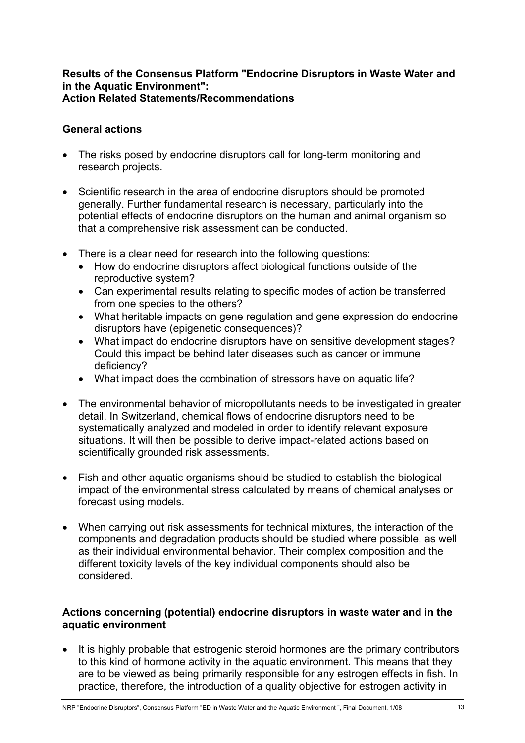**Results of the Consensus Platform "Endocrine Disruptors in Waste Water and in the Aquatic Environment": Action Related Statements/Recommendations**

## General actions

- The risks posed by endocrine disruptors call for long-term monitoring and research projects.
- Scientific research in the area of endocrine disruptors should be promoted generally. Further fundamental research is necessary, particularly into the potential effects of endocrine disruptors on the human and animal organism so that a comprehensive risk assessment can be conducted.
- There is a clear need for research into the following questions:
  - How do endocrine disruptors affect biological functions outside of the reproductive system?
  - Can experimental results relating to specific modes of action be transferred from one species to the others?
  - What heritable impacts on gene regulation and gene expression do endocrine disruptors have (epigenetic consequences)?
  - What impact do endocrine disruptors have on sensitive development stages? Could this impact be behind later diseases such as cancer or immune deficiency?
  - What impact does the combination of stressors have on aquatic life?
- The environmental behavior of micropollutants needs to be investigated in greater detail. In Switzerland, chemical flows of endocrine disruptors need to be systematically analyzed and modeled in order to identify relevant exposure situations. It will then be possible to derive impact-related actions based on scientifically grounded risk assessments.
- Fish and other aquatic organisms should be studied to establish the biological impact of the environmental stress calculated by means of chemical analyses or forecast using models.
- When carrying out risk assessments for technical mixtures, the interaction of the components and degradation products should be studied where possible, as well as their individual environmental behavior. Their complex composition and the different toxicity levels of the key individual components should also be considered.

## Actions concerning (potential) endocrine disruptors in waste water and in the aquatic environment

- It is highly probable that estrogenic steroid hormones are the primary contributors to this kind of hormone activity in the aquatic environment. This means that they are to be viewed as being primarily responsible for any estrogen effects in fish. In practice, therefore, the introduction of a quality objective for estrogen activity in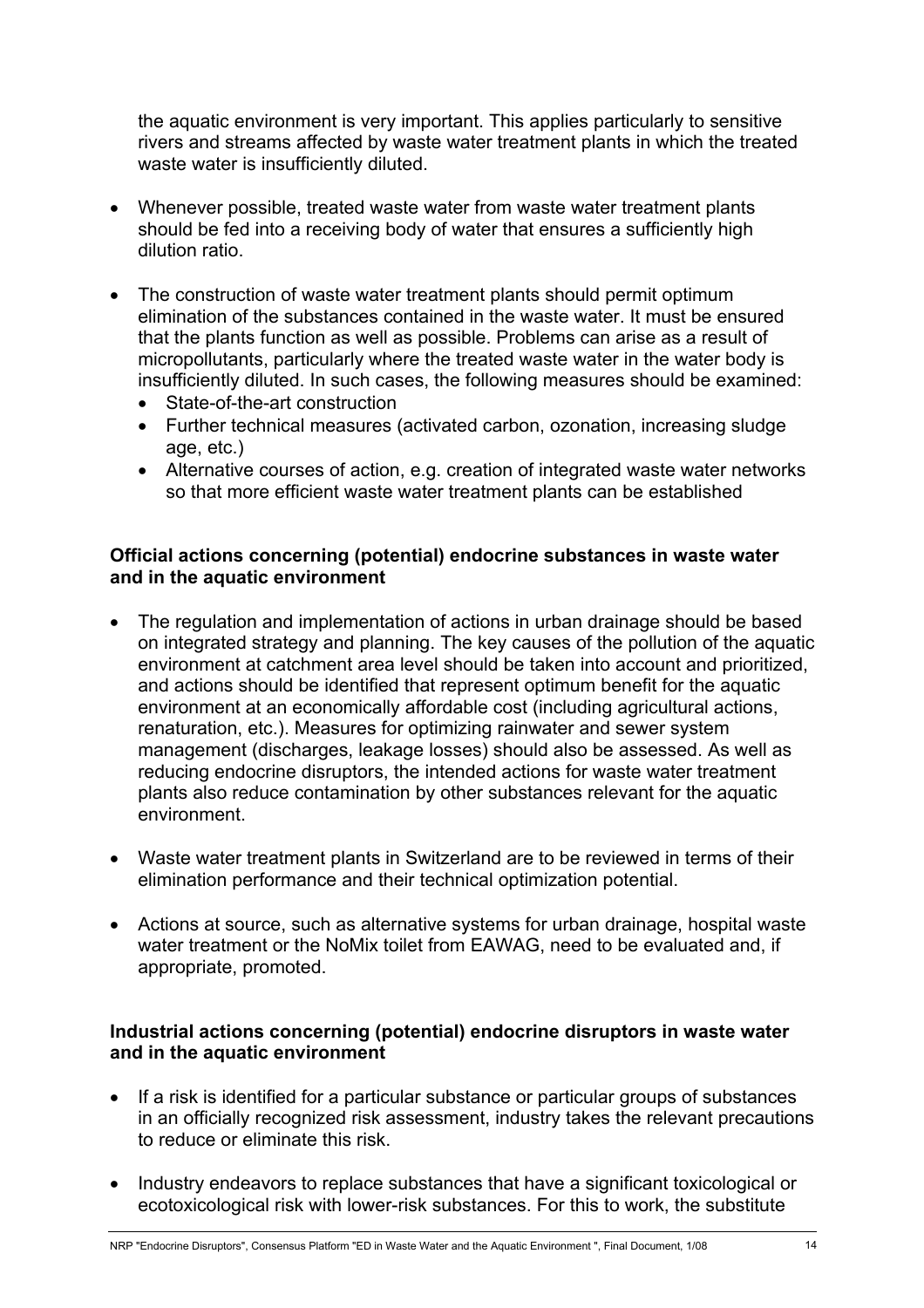the aquatic environment is very important. This applies particularly to sensitive rivers and streams affected by waste water treatment plants in which the treated waste water is insufficiently diluted.

- Whenever possible, treated waste water from waste water treatment plants should be fed into a receiving body of water that ensures a sufficiently high dilution ratio.
- The construction of waste water treatment plants should permit optimum elimination of the substances contained in the waste water. It must be ensured that the plants function as well as possible. Problems can arise as a result of micropollutants, particularly where the treated waste water in the water body is insufficiently diluted. In such cases, the following measures should be examined:
  - State-of-the-art construction
  - Further technical measures (activated carbon, ozonation, increasing sludge age, etc.)
  - Alternative courses of action, e.g. creation of integrated waste water networks so that more efficient waste water treatment plants can be established

**Official actions concerning (potential) endocrine substances in waste water and in the aquatic environment**

- The regulation and implementation of actions in urban drainage should be based on integrated strategy and planning. The key causes of the pollution of the aquatic environment at catchment area level should be taken into account and prioritized, and actions should be identified that represent optimum benefit for the aquatic environment at an economically affordable cost (including agricultural actions, renaturation, etc.). Measures for optimizing rainwater and sewer system management (discharges, leakage losses) should also be assessed. As well as reducing endocrine disruptors, the intended actions for waste water treatment plants also reduce contamination by other substances relevant for the aquatic environment.
- Waste water treatment plants in Switzerland are to be reviewed in terms of their elimination performance and their technical optimization potential.
- Actions at source, such as alternative systems for urban drainage, hospital waste water treatment or the NoMix toilet from EAWAG, need to be evaluated and, if appropriate, promoted.

**Industrial actions concerning (potential) endocrine disruptors in waste water and in the aquatic environment**

- If a risk is identified for a particular substance or particular groups of substances in an officially recognized risk assessment, industry takes the relevant precautions to reduce or eliminate this risk.
- Industry endeavors to replace substances that have a significant toxicological or ecotoxicological risk with lower-risk substances. For this to work, the substitute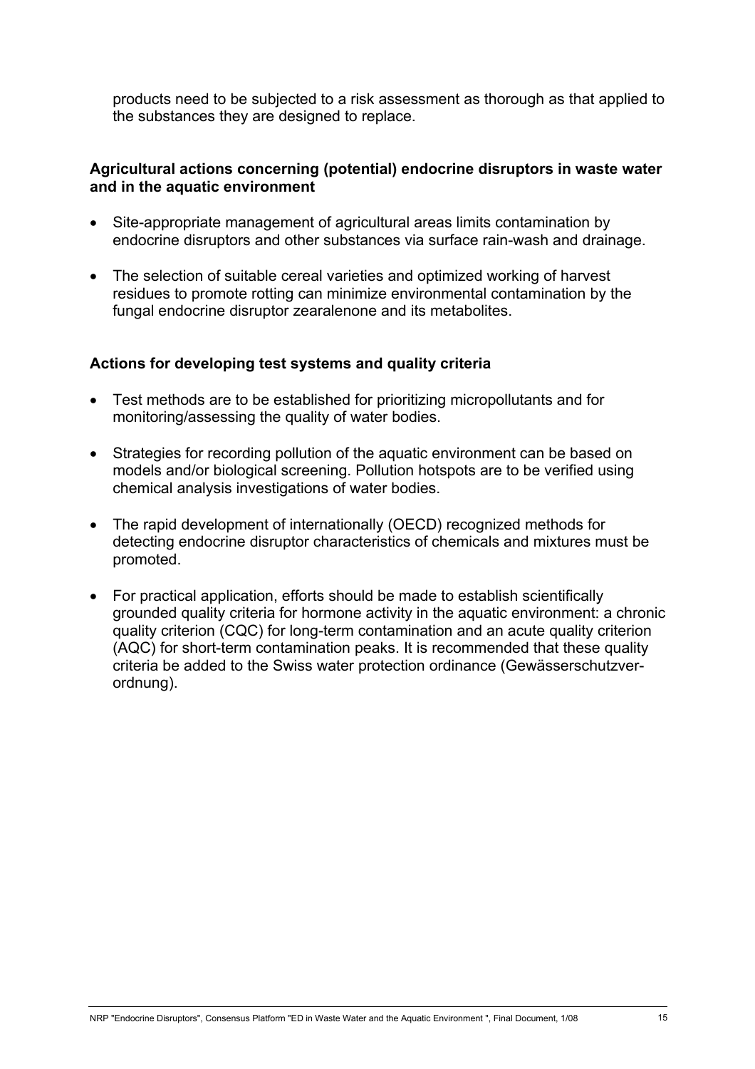products need to be subjected to a risk assessment as thorough as that applied to the substances they are designed to replace.

**Agricultural actions concerning (potential) endocrine disruptors in waste water and in the aquatic environment**

- Site-appropriate management of agricultural areas limits contamination by endocrine disruptors and other substances via surface rain-wash and drainage.
- The selection of suitable cereal varieties and optimized working of harvest residues to promote rotting can minimize environmental contamination by the fungal endocrine disruptor zearalenone and its metabolites.

**Actions for developing test systems and quality criteria**

- Test methods are to be established for prioritizing micropollutants and for monitoring/assessing the quality of water bodies.
- Strategies for recording pollution of the aquatic environment can be based on models and/or biological screening. Pollution hotspots are to be verified using chemical analysis investigations of water bodies.
- The rapid development of internationally (OECD) recognized methods for detecting endocrine disruptor characteristics of chemicals and mixtures must be promoted.
- For practical application, efforts should be made to establish scientifically grounded quality criteria for hormone activity in the aquatic environment: a chronic quality criterion (CQC) for long-term contamination and an acute quality criterion (AQC) for short-term contamination peaks. It is recommended that these quality criteria be added to the Swiss water protection ordinance (Gewässerschutzverordnung).